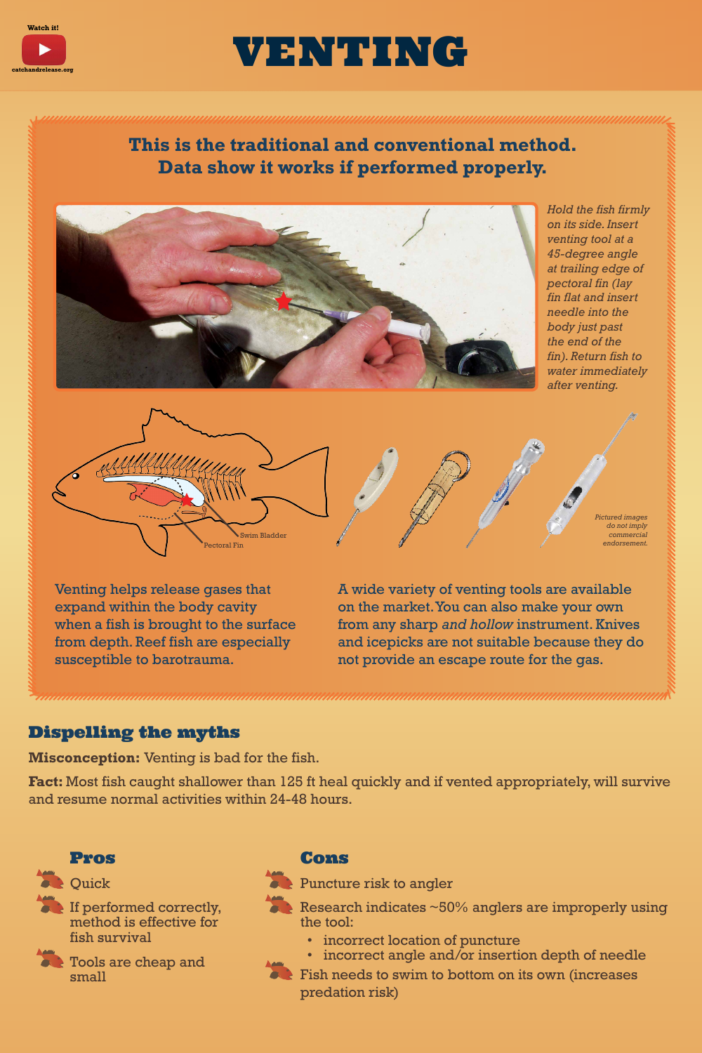Watch it!
catchandrelease.org

# VENTING

## This is the traditional and conventional method. Data show it works if performed properly.

*Hold the fish firmly on its side. Insert venting tool at a 45-degree angle at trailing edge of pectoral fin (lay fin flat and insert needle into the body just past the end of the fin). Return fish to water immediately after venting.*

Swim Bladder

Pectoral Fin

*Pictured images do not imply commercial endorsement.*

Venting helps release gases that expand within the body cavity when a fish is brought to the surface from depth. Reef fish are especially susceptible to barotrauma.

A wide variety of venting tools are available on the market. You can also make your own from any sharp *and hollow* instrument. Knives and icepicks are not suitable because they do not provide an escape route for the gas.

## Dispelling the myths

**Misconception:** Venting is bad for the fish.

**Fact:** Most fish caught shallower than 125 ft heal quickly and if vented appropriately, will survive and resume normal activities within 24-48 hours.

### Pros

- Quick
- If performed correctly, method is effective for fish survival
- Tools are cheap and small

### Cons

- Puncture risk to angler
- Research indicates ~50% anglers are improperly using the tool:
  - incorrect location of puncture
  - incorrect angle and/or insertion depth of needle
- Fish needs to swim to bottom on its own (increases predation risk)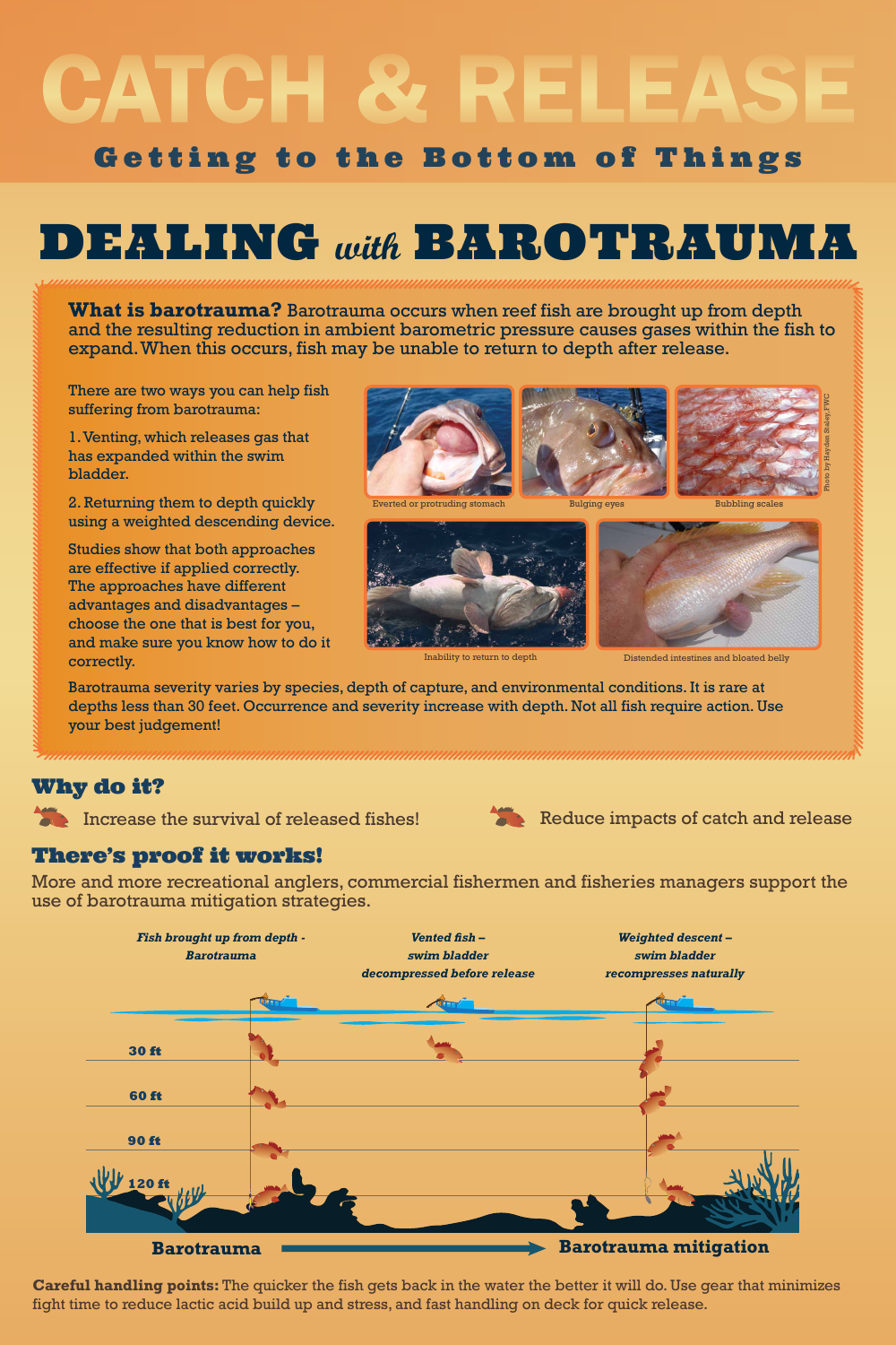# CATCH & RELEASE

## Getting to the Bottom of Things

# DEALING *with* BAROTRAUMA

**What is barotrauma?** Barotrauma occurs when reef fish are brought up from depth and the resulting reduction in ambient barometric pressure causes gases within the fish to expand. When this occurs, fish may be unable to return to depth after release.

There are two ways you can help fish suffering from barotrauma:

1. Venting, which releases gas that has expanded within the swim bladder.

2. Returning them to depth quickly using a weighted descending device.

Studies show that both approaches are effective if applied correctly. The approaches have different advantages and disadvantages – choose the one that is best for you, and make sure you know how to do it correctly.

Everted or protruding stomach

Bulging eyes

Bubbling scales

Inability to return to depth

Distended intestines and bloated belly

Photo by Hayden Staley, FWC

Barotrauma severity varies by species, depth of capture, and environmental conditions. It is rare at depths less than 30 feet. Occurrence and severity increase with depth. Not all fish require action. Use your best judgement!

## Why do it?

- Increase the survival of released fishes!
- Reduce impacts of catch and release

## There's proof it works!

More and more recreational anglers, commercial fishermen and fisheries managers support the use of barotrauma mitigation strategies.

*Fish brought up from depth - Barotrauma*

*Vented fish – swim bladder decompressed before release*

*Weighted descent – swim bladder recompresses naturally*

30 ft

60 ft

90 ft

120 ft

**Barotrauma** → **Barotrauma mitigation**

**Careful handling points:** The quicker the fish gets back in the water the better it will do. Use gear that minimizes fight time to reduce lactic acid build up and stress, and fast handling on deck for quick release.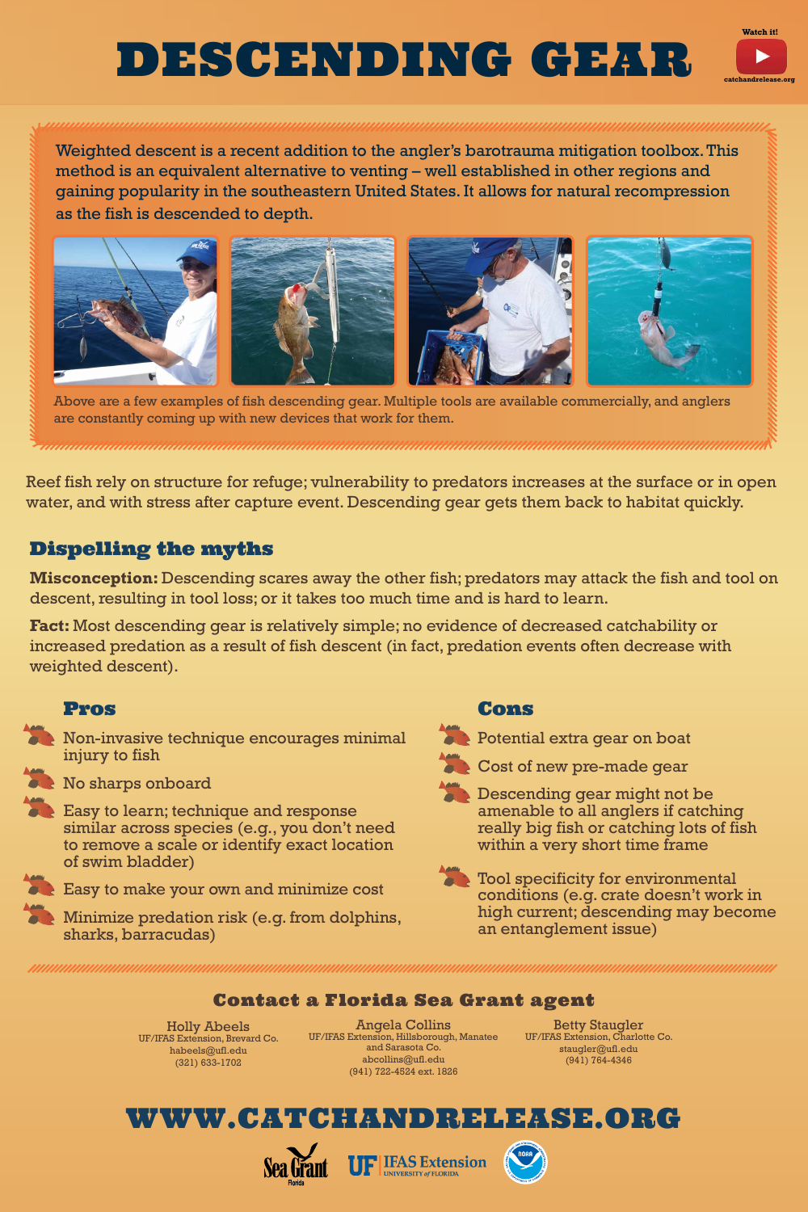# DESCENDING GEAR

Watch it!
catchandrelease.org

Weighted descent is a recent addition to the angler's barotrauma mitigation toolbox. This method is an equivalent alternative to venting – well established in other regions and gaining popularity in the southeastern United States. It allows for natural recompression as the fish is descended to depth.

Above are a few examples of fish descending gear. Multiple tools are available commercially, and anglers are constantly coming up with new devices that work for them.

Reef fish rely on structure for refuge; vulnerability to predators increases at the surface or in open water, and with stress after capture event. Descending gear gets them back to habitat quickly.

## Dispelling the myths

**Misconception:** Descending scares away the other fish; predators may attack the fish and tool on descent, resulting in tool loss; or it takes too much time and is hard to learn.

**Fact:** Most descending gear is relatively simple; no evidence of decreased catchability or increased predation as a result of fish descent (in fact, predation events often decrease with weighted descent).

### Pros

- Non-invasive technique encourages minimal injury to fish
- No sharps onboard
- Easy to learn; technique and response similar across species (e.g., you don't need to remove a scale or identify exact location of swim bladder)
- Easy to make your own and minimize cost
- Minimize predation risk (e.g. from dolphins, sharks, barracudas)

### Cons

- Potential extra gear on boat
- Cost of new pre-made gear
- Descending gear might not be amenable to all anglers if catching really big fish or catching lots of fish within a very short time frame
- Tool specificity for environmental conditions (e.g. crate doesn't work in high current; descending may become an entanglement issue)

## Contact a Florida Sea Grant agent

Holly Abeels
UF/IFAS Extension, Brevard Co.
habeels@ufl.edu
(321) 633-1702

Angela Collins
UF/IFAS Extension, Hillsborough, Manatee and Sarasota Co.
abcollins@ufl.edu
(941) 722-4524 ext. 1826

Betty Staugler
UF/IFAS Extension, Charlotte Co.
staugler@ufl.edu
(941) 764-4346

## WWW.CATCHANDRELEASE.ORG

Sea Grant Florida | UF IFAS Extension UNIVERSITY of FLORIDA | NOAA